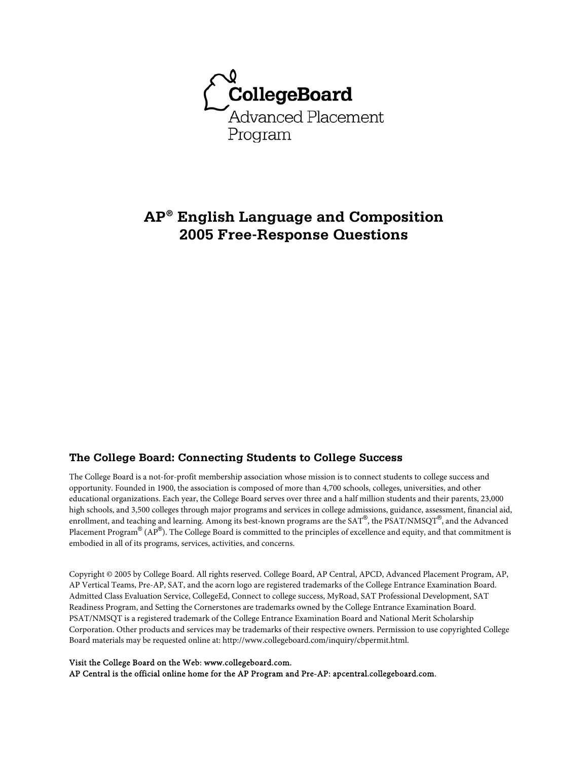CollegeBoard
Advanced Placement
Program

# AP® English Language and Composition 2005 Free-Response Questions

## The College Board: Connecting Students to College Success

The College Board is a not-for-profit membership association whose mission is to connect students to college success and opportunity. Founded in 1900, the association is composed of more than 4,700 schools, colleges, universities, and other educational organizations. Each year, the College Board serves over three and a half million students and their parents, 23,000 high schools, and 3,500 colleges through major programs and services in college admissions, guidance, assessment, financial aid, enrollment, and teaching and learning. Among its best-known programs are the SAT®, the PSAT/NMSQT®, and the Advanced Placement Program® (AP®). The College Board is committed to the principles of excellence and equity, and that commitment is embodied in all of its programs, services, activities, and concerns.

Copyright © 2005 by College Board. All rights reserved. College Board, AP Central, APCD, Advanced Placement Program, AP, AP Vertical Teams, Pre-AP, SAT, and the acorn logo are registered trademarks of the College Entrance Examination Board. Admitted Class Evaluation Service, CollegeEd, Connect to college success, MyRoad, SAT Professional Development, SAT Readiness Program, and Setting the Cornerstones are trademarks owned by the College Entrance Examination Board. PSAT/NMSQT is a registered trademark of the College Entrance Examination Board and National Merit Scholarship Corporation. Other products and services may be trademarks of their respective owners. Permission to use copyrighted College Board materials may be requested online at: http://www.collegeboard.com/inquiry/cbpermit.html.

Visit the College Board on the Web: www.collegeboard.com.
AP Central is the official online home for the AP Program and Pre-AP: apcentral.collegeboard.com.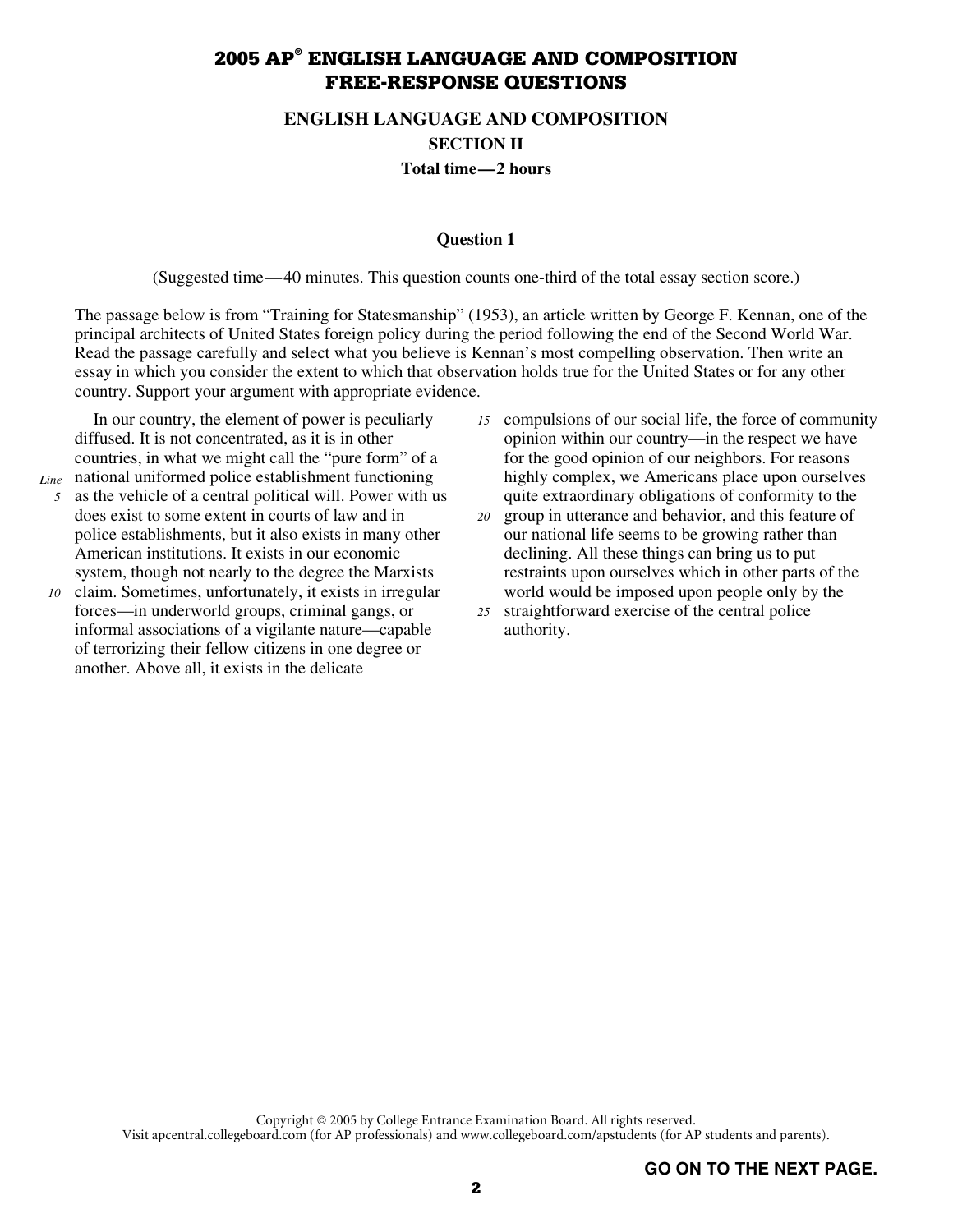# 2005 AP® ENGLISH LANGUAGE AND COMPOSITION FREE-RESPONSE QUESTIONS

## ENGLISH LANGUAGE AND COMPOSITION

### SECTION II

**Total time—2 hours**

**Question 1**

(Suggested time—40 minutes. This question counts one-third of the total essay section score.)

The passage below is from "Training for Statesmanship" (1953), an article written by George F. Kennan, one of the principal architects of United States foreign policy during the period following the end of the Second World War. Read the passage carefully and select what you believe is Kennan's most compelling observation. Then write an essay in which you consider the extent to which that observation holds true for the United States or for any other country. Support your argument with appropriate evidence.

In our country, the element of power is peculiarly diffused. It is not concentrated, as it is in other countries, in what we might call the "pure form" of a national uniformed police establishment functioning as the vehicle of a central political will. Power with us does exist to some extent in courts of law and in police establishments, but it also exists in many other American institutions. It exists in our economic system, though not nearly to the degree the Marxists claim. Sometimes, unfortunately, it exists in irregular forces—in underworld groups, criminal gangs, or informal associations of a vigilante nature—capable of terrorizing their fellow citizens in one degree or another. Above all, it exists in the delicate compulsions of our social life, the force of community opinion within our country—in the respect we have for the good opinion of our neighbors. For reasons highly complex, we Americans place upon ourselves quite extraordinary obligations of conformity to the group in utterance and behavior, and this feature of our national life seems to be growing rather than declining. All these things can bring us to put restraints upon ourselves which in other parts of the world would be imposed upon people only by the straightforward exercise of the central police authority.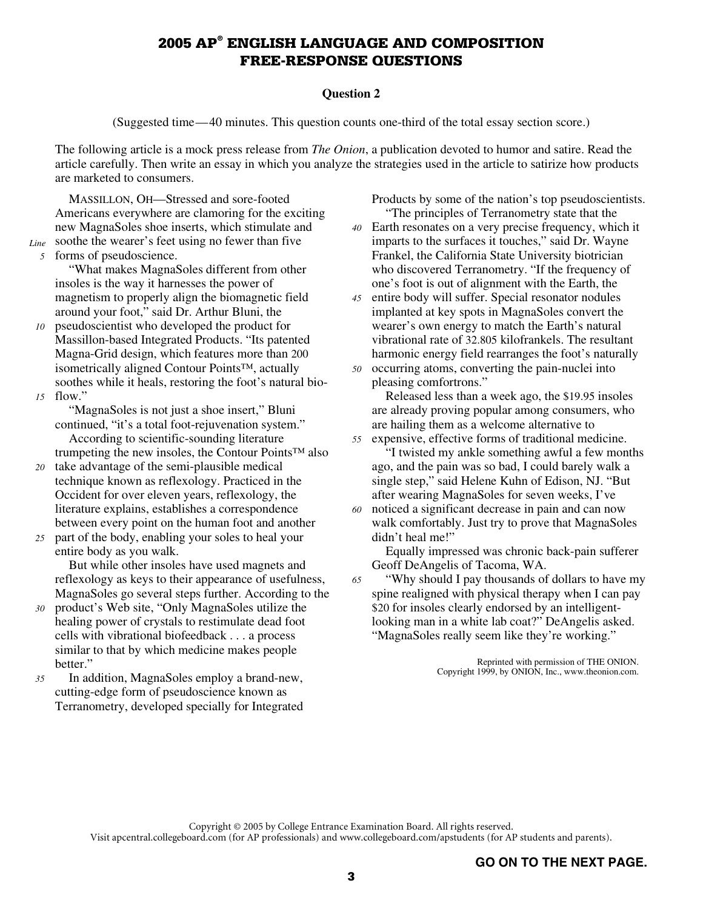## 2005 AP® ENGLISH LANGUAGE AND COMPOSITION FREE-RESPONSE QUESTIONS

**Question 2**

(Suggested time—40 minutes. This question counts one-third of the total essay section score.)

The following article is a mock press release from *The Onion*, a publication devoted to humor and satire. Read the article carefully. Then write an essay in which you analyze the strategies used in the article to satirize how products are marketed to consumers.

MASSILLON, OH—Stressed and sore-footed Americans everywhere are clamoring for the exciting new MagnaSoles shoe inserts, which stimulate and soothe the wearer's feet using no fewer than five forms of pseudoscience.

"What makes MagnaSoles different from other insoles is the way it harnesses the power of magnetism to properly align the biomagnetic field around your foot," said Dr. Arthur Bluni, the pseudoscientist who developed the product for Massillon-based Integrated Products. "Its patented Magna-Grid design, which features more than 200 isometrically aligned Contour Points™, actually soothes while it heals, restoring the foot's natural bio-flow."

"MagnaSoles is not just a shoe insert," Bluni continued, "it's a total foot-rejuvenation system."

According to scientific-sounding literature trumpeting the new insoles, the Contour Points™ also take advantage of the semi-plausible medical technique known as reflexology. Practiced in the Occident for over eleven years, reflexology, the literature explains, establishes a correspondence between every point on the human foot and another part of the body, enabling your soles to heal your entire body as you walk.

But while other insoles have used magnets and reflexology as keys to their appearance of usefulness, MagnaSoles go several steps further. According to the product's Web site, "Only MagnaSoles utilize the healing power of crystals to restimulate dead foot cells with vibrational biofeedback . . . a process similar to that by which medicine makes people better."

In addition, MagnaSoles employ a brand-new, cutting-edge form of pseudoscience known as Terranometry, developed specially for Integrated Products by some of the nation's top pseudoscientists.

"The principles of Terranometry state that the Earth resonates on a very precise frequency, which it imparts to the surfaces it touches," said Dr. Wayne Frankel, the California State University biotrician who discovered Terranometry. "If the frequency of one's foot is out of alignment with the Earth, the entire body will suffer. Special resonator nodules implanted at key spots in MagnaSoles convert the wearer's own energy to match the Earth's natural vibrational rate of 32.805 kilofrankels. The resultant harmonic energy field rearranges the foot's naturally occurring atoms, converting the pain-nuclei into pleasing comfortrons."

Released less than a week ago, the $19.95 insoles are already proving popular among consumers, who are hailing them as a welcome alternative to expensive, effective forms of traditional medicine.

"I twisted my ankle something awful a few months ago, and the pain was so bad, I could barely walk a single step," said Helene Kuhn of Edison, NJ. "But after wearing MagnaSoles for seven weeks, I've noticed a significant decrease in pain and can now walk comfortably. Just try to prove that MagnaSoles didn't heal me!"

Equally impressed was chronic back-pain sufferer Geoff DeAngelis of Tacoma, WA.

"Why should I pay thousands of dollars to have my spine realigned with physical therapy when I can pay $20 for insoles clearly endorsed by an intelligent-looking man in a white lab coat?" DeAngelis asked. "MagnaSoles really seem like they're working."

Reprinted with permission of THE ONION.
Copyright 1999, by ONION, Inc., www.theonion.com.

Copyright © 2005 by College Entrance Examination Board. All rights reserved.
Visit apcentral.collegeboard.com (for AP professionals) and www.collegeboard.com/apstudents (for AP students and parents).

**GO ON TO THE NEXT PAGE.**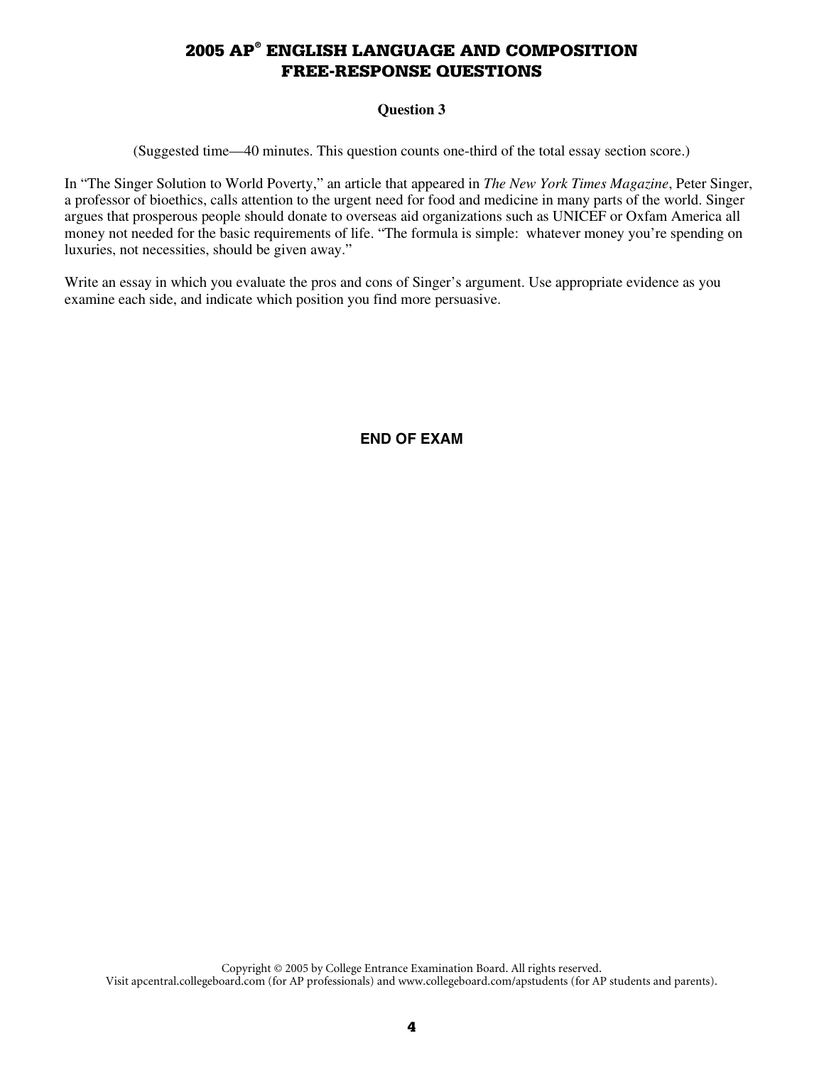# 2005 AP® ENGLISH LANGUAGE AND COMPOSITION FREE-RESPONSE QUESTIONS

**Question 3**

(Suggested time—40 minutes. This question counts one-third of the total essay section score.)

In "The Singer Solution to World Poverty," an article that appeared in *The New York Times Magazine*, Peter Singer, a professor of bioethics, calls attention to the urgent need for food and medicine in many parts of the world. Singer argues that prosperous people should donate to overseas aid organizations such as UNICEF or Oxfam America all money not needed for the basic requirements of life. "The formula is simple: whatever money you're spending on luxuries, not necessities, should be given away."

Write an essay in which you evaluate the pros and cons of Singer's argument. Use appropriate evidence as you examine each side, and indicate which position you find more persuasive.

**END OF EXAM**

Copyright © 2005 by College Entrance Examination Board. All rights reserved.
Visit apcentral.collegeboard.com (for AP professionals) and www.collegeboard.com/apstudents (for AP students and parents).